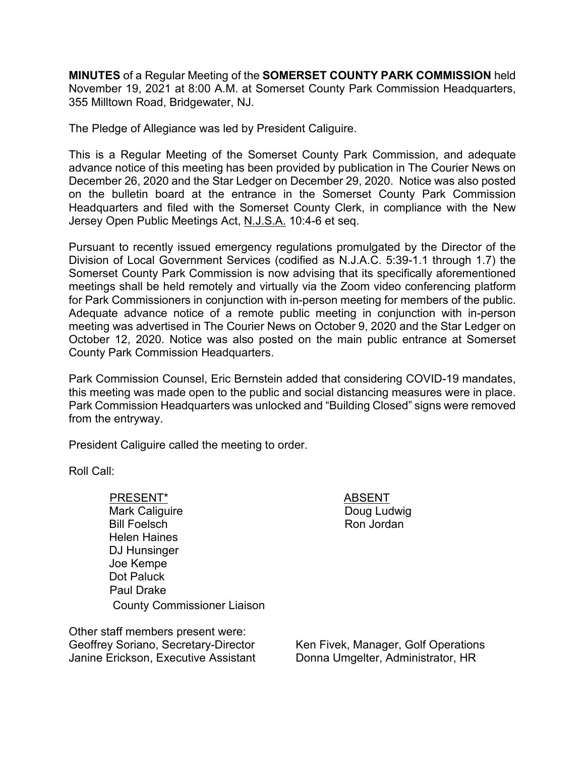**MINUTES** of a Regular Meeting of the **SOMERSET COUNTY PARK COMMISSION** held November 19, 2021 at 8:00 A.M. at Somerset County Park Commission Headquarters, 355 Milltown Road, Bridgewater, NJ.

The Pledge of Allegiance was led by President Caliguire.

This is a Regular Meeting of the Somerset County Park Commission, and adequate advance notice of this meeting has been provided by publication in The Courier News on December 26, 2020 and the Star Ledger on December 29, 2020. Notice was also posted on the bulletin board at the entrance in the Somerset County Park Commission Headquarters and filed with the Somerset County Clerk, in compliance with the New Jersey Open Public Meetings Act, N.J.S.A. 10:4-6 et seq.

Pursuant to recently issued emergency regulations promulgated by the Director of the Division of Local Government Services (codified as N.J.A.C. 5:39-1.1 through 1.7) the Somerset County Park Commission is now advising that its specifically aforementioned meetings shall be held remotely and virtually via the Zoom video conferencing platform for Park Commissioners in conjunction with in-person meeting for members of the public. Adequate advance notice of a remote public meeting in conjunction with in-person meeting was advertised in The Courier News on October 9, 2020 and the Star Ledger on October 12, 2020. Notice was also posted on the main public entrance at Somerset County Park Commission Headquarters.

Park Commission Counsel, Eric Bernstein added that considering COVID-19 mandates, this meeting was made open to the public and social distancing measures were in place. Park Commission Headquarters was unlocked and "Building Closed" signs were removed from the entryway.

President Caliguire called the meeting to order.

Roll Call:

| PRESENT* | ABSENT |
|---|---|
| Mark Caliguire | Doug Ludwig |
| Bill Foelsch | Ron Jordan |
| Helen Haines | |
| DJ Hunsinger | |
| Joe Kempe | |
| Dot Paluck | |
| Paul Drake | |
| County Commissioner Liaison | |

Other staff members present were:

| | |
|---|---|
| Geoffrey Soriano, Secretary-Director | Ken Fivek, Manager, Golf Operations |
| Janine Erickson, Executive Assistant | Donna Umgelter, Administrator, HR |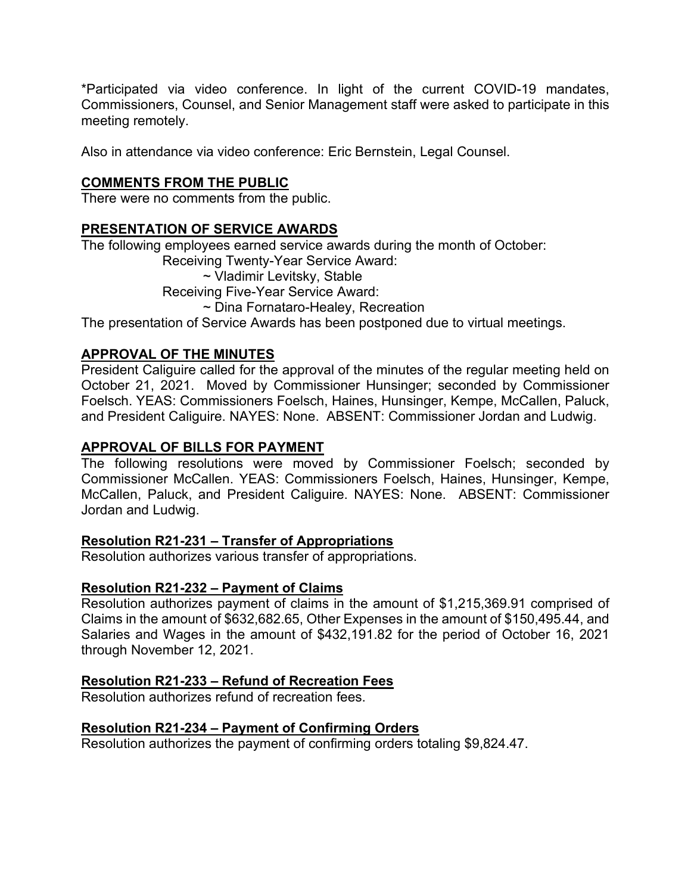*Participated via video conference. In light of the current COVID-19 mandates, Commissioners, Counsel, and Senior Management staff were asked to participate in this meeting remotely.

Also in attendance via video conference: Eric Bernstein, Legal Counsel.

## COMMENTS FROM THE PUBLIC

There were no comments from the public.

## PRESENTATION OF SERVICE AWARDS

The following employees earned service awards during the month of October:

Receiving Twenty-Year Service Award:

~ Vladimir Levitsky, Stable

Receiving Five-Year Service Award:

~ Dina Fornataro-Healey, Recreation

The presentation of Service Awards has been postponed due to virtual meetings.

## APPROVAL OF THE MINUTES

President Caliguire called for the approval of the minutes of the regular meeting held on October 21, 2021. Moved by Commissioner Hunsinger; seconded by Commissioner Foelsch. YEAS: Commissioners Foelsch, Haines, Hunsinger, Kempe, McCallen, Paluck, and President Caliguire. NAYES: None. ABSENT: Commissioner Jordan and Ludwig.

## APPROVAL OF BILLS FOR PAYMENT

The following resolutions were moved by Commissioner Foelsch; seconded by Commissioner McCallen. YEAS: Commissioners Foelsch, Haines, Hunsinger, Kempe, McCallen, Paluck, and President Caliguire. NAYES: None. ABSENT: Commissioner Jordan and Ludwig.

### Resolution R21-231 – Transfer of Appropriations

Resolution authorizes various transfer of appropriations.

### Resolution R21-232 – Payment of Claims

Resolution authorizes payment of claims in the amount of $1,215,369.91 comprised of Claims in the amount of $632,682.65, Other Expenses in the amount of $150,495.44, and Salaries and Wages in the amount of $432,191.82 for the period of October 16, 2021 through November 12, 2021.

### Resolution R21-233 – Refund of Recreation Fees

Resolution authorizes refund of recreation fees.

### Resolution R21-234 – Payment of Confirming Orders

Resolution authorizes the payment of confirming orders totaling $9,824.47.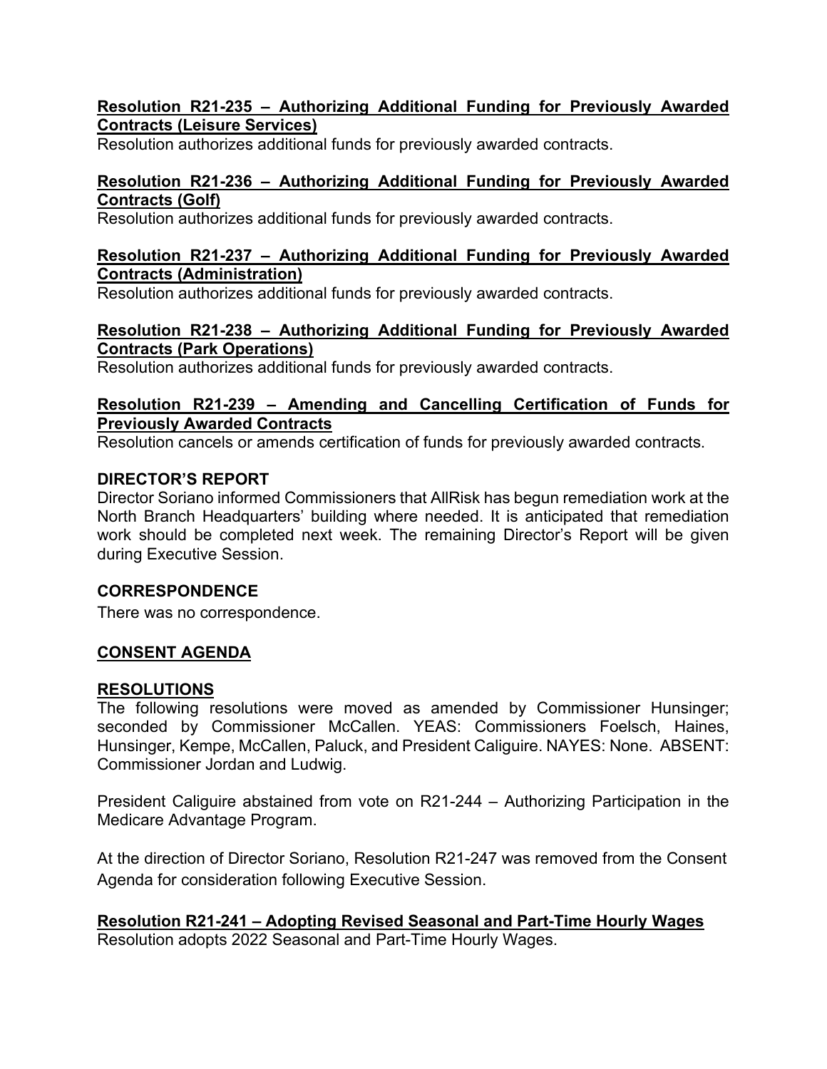**Resolution R21-235 – Authorizing Additional Funding for Previously Awarded Contracts (Leisure Services)**

Resolution authorizes additional funds for previously awarded contracts.

**Resolution R21-236 – Authorizing Additional Funding for Previously Awarded Contracts (Golf)**

Resolution authorizes additional funds for previously awarded contracts.

**Resolution R21-237 – Authorizing Additional Funding for Previously Awarded Contracts (Administration)**

Resolution authorizes additional funds for previously awarded contracts.

**Resolution R21-238 – Authorizing Additional Funding for Previously Awarded Contracts (Park Operations)**

Resolution authorizes additional funds for previously awarded contracts.

**Resolution R21-239 – Amending and Cancelling Certification of Funds for Previously Awarded Contracts**

Resolution cancels or amends certification of funds for previously awarded contracts.

## DIRECTOR'S REPORT

Director Soriano informed Commissioners that AllRisk has begun remediation work at the North Branch Headquarters' building where needed. It is anticipated that remediation work should be completed next week. The remaining Director's Report will be given during Executive Session.

## CORRESPONDENCE

There was no correspondence.

## CONSENT AGENDA

## RESOLUTIONS

The following resolutions were moved as amended by Commissioner Hunsinger; seconded by Commissioner McCallen. YEAS: Commissioners Foelsch, Haines, Hunsinger, Kempe, McCallen, Paluck, and President Caliguire. NAYES: None. ABSENT: Commissioner Jordan and Ludwig.

President Caliguire abstained from vote on R21-244 – Authorizing Participation in the Medicare Advantage Program.

At the direction of Director Soriano, Resolution R21-247 was removed from the Consent Agenda for consideration following Executive Session.

**Resolution R21-241 – Adopting Revised Seasonal and Part-Time Hourly Wages**

Resolution adopts 2022 Seasonal and Part-Time Hourly Wages.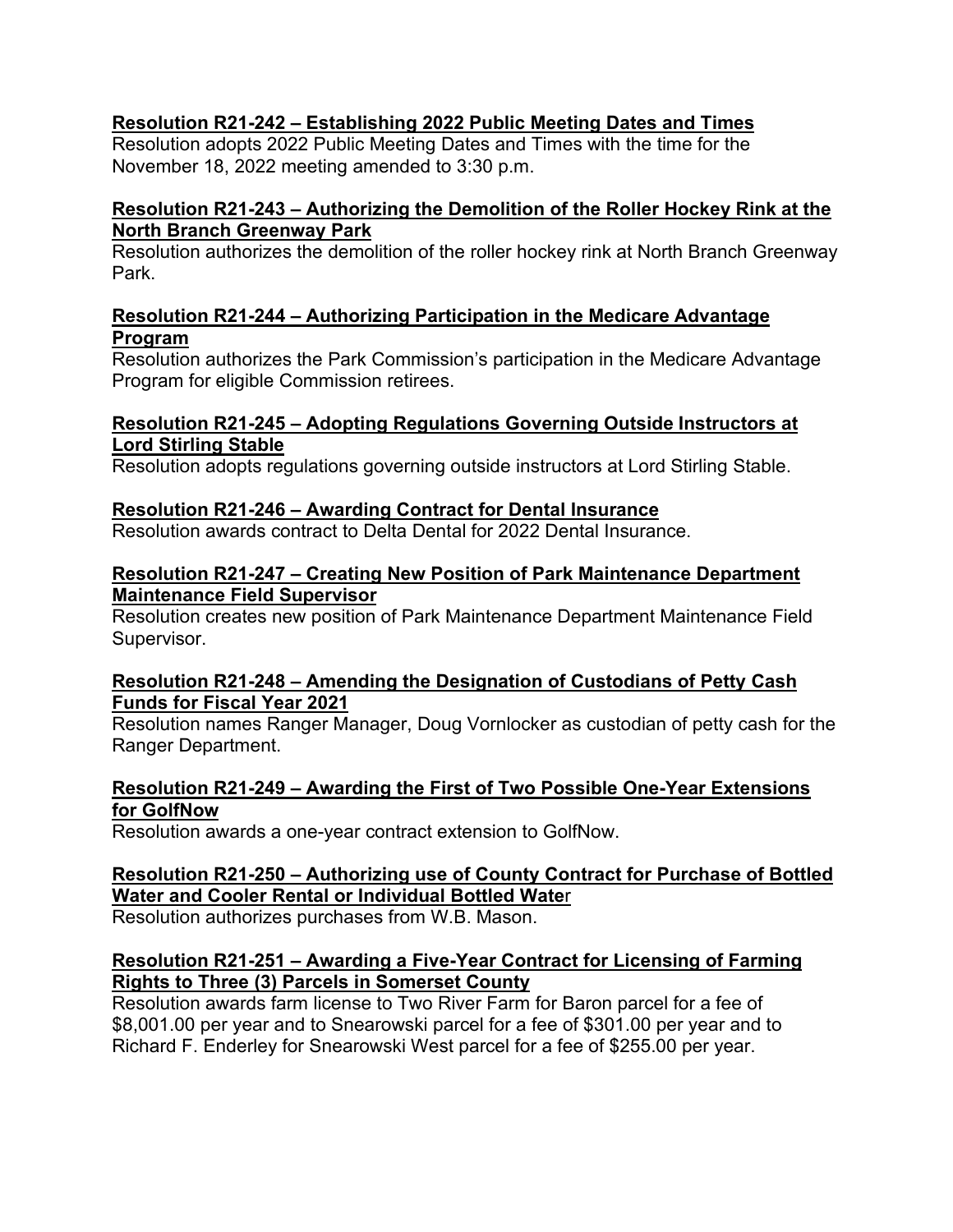**Resolution R21-242 – Establishing 2022 Public Meeting Dates and Times**
Resolution adopts 2022 Public Meeting Dates and Times with the time for the November 18, 2022 meeting amended to 3:30 p.m.

**Resolution R21-243 – Authorizing the Demolition of the Roller Hockey Rink at the North Branch Greenway Park**
Resolution authorizes the demolition of the roller hockey rink at North Branch Greenway Park.

**Resolution R21-244 – Authorizing Participation in the Medicare Advantage Program**
Resolution authorizes the Park Commission's participation in the Medicare Advantage Program for eligible Commission retirees.

**Resolution R21-245 – Adopting Regulations Governing Outside Instructors at Lord Stirling Stable**
Resolution adopts regulations governing outside instructors at Lord Stirling Stable.

**Resolution R21-246 – Awarding Contract for Dental Insurance**
Resolution awards contract to Delta Dental for 2022 Dental Insurance.

**Resolution R21-247 – Creating New Position of Park Maintenance Department Maintenance Field Supervisor**
Resolution creates new position of Park Maintenance Department Maintenance Field Supervisor.

**Resolution R21-248 – Amending the Designation of Custodians of Petty Cash Funds for Fiscal Year 2021**
Resolution names Ranger Manager, Doug Vornlocker as custodian of petty cash for the Ranger Department.

**Resolution R21-249 – Awarding the First of Two Possible One-Year Extensions for GolfNow**
Resolution awards a one-year contract extension to GolfNow.

**Resolution R21-250 – Authorizing use of County Contract for Purchase of Bottled Water and Cooler Rental or Individual Bottled Water**
Resolution authorizes purchases from W.B. Mason.

**Resolution R21-251 – Awarding a Five-Year Contract for Licensing of Farming Rights to Three (3) Parcels in Somerset County**
Resolution awards farm license to Two River Farm for Baron parcel for a fee of $8,001.00 per year and to Snearowski parcel for a fee of $301.00 per year and to Richard F. Enderley for Snearowski West parcel for a fee of $255.00 per year.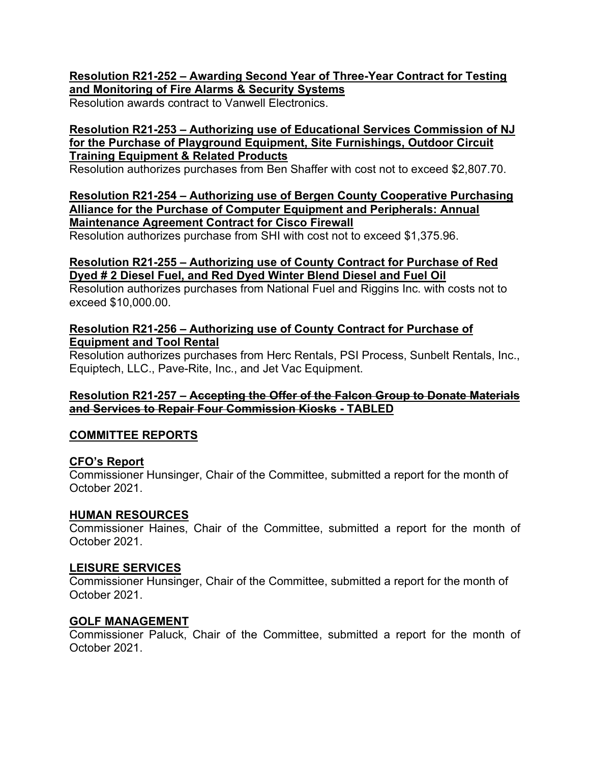**Resolution R21-252 – Awarding Second Year of Three-Year Contract for Testing and Monitoring of Fire Alarms & Security Systems**

Resolution awards contract to Vanwell Electronics.

**Resolution R21-253 – Authorizing use of Educational Services Commission of NJ for the Purchase of Playground Equipment, Site Furnishings, Outdoor Circuit Training Equipment & Related Products**

Resolution authorizes purchases from Ben Shaffer with cost not to exceed $2,807.70.

**Resolution R21-254 – Authorizing use of Bergen County Cooperative Purchasing Alliance for the Purchase of Computer Equipment and Peripherals: Annual Maintenance Agreement Contract for Cisco Firewall**

Resolution authorizes purchase from SHI with cost not to exceed $1,375.96.

**Resolution R21-255 – Authorizing use of County Contract for Purchase of Red Dyed # 2 Diesel Fuel, and Red Dyed Winter Blend Diesel and Fuel Oil**

Resolution authorizes purchases from National Fuel and Riggins Inc. with costs not to exceed $10,000.00.

**Resolution R21-256 – Authorizing use of County Contract for Purchase of Equipment and Tool Rental**

Resolution authorizes purchases from Herc Rentals, PSI Process, Sunbelt Rentals, Inc., Equiptech, LLC., Pave-Rite, Inc., and Jet Vac Equipment.

**Resolution R21-257 – ~~Accepting the Offer of the Falcon Group to Donate Materials and Services to Repair Four Commission Kiosks~~ - TABLED**

## COMMITTEE REPORTS

### CFO's Report

Commissioner Hunsinger, Chair of the Committee, submitted a report for the month of October 2021.

### HUMAN RESOURCES

Commissioner Haines, Chair of the Committee, submitted a report for the month of October 2021.

### LEISURE SERVICES

Commissioner Hunsinger, Chair of the Committee, submitted a report for the month of October 2021.

### GOLF MANAGEMENT

Commissioner Paluck, Chair of the Committee, submitted a report for the month of October 2021.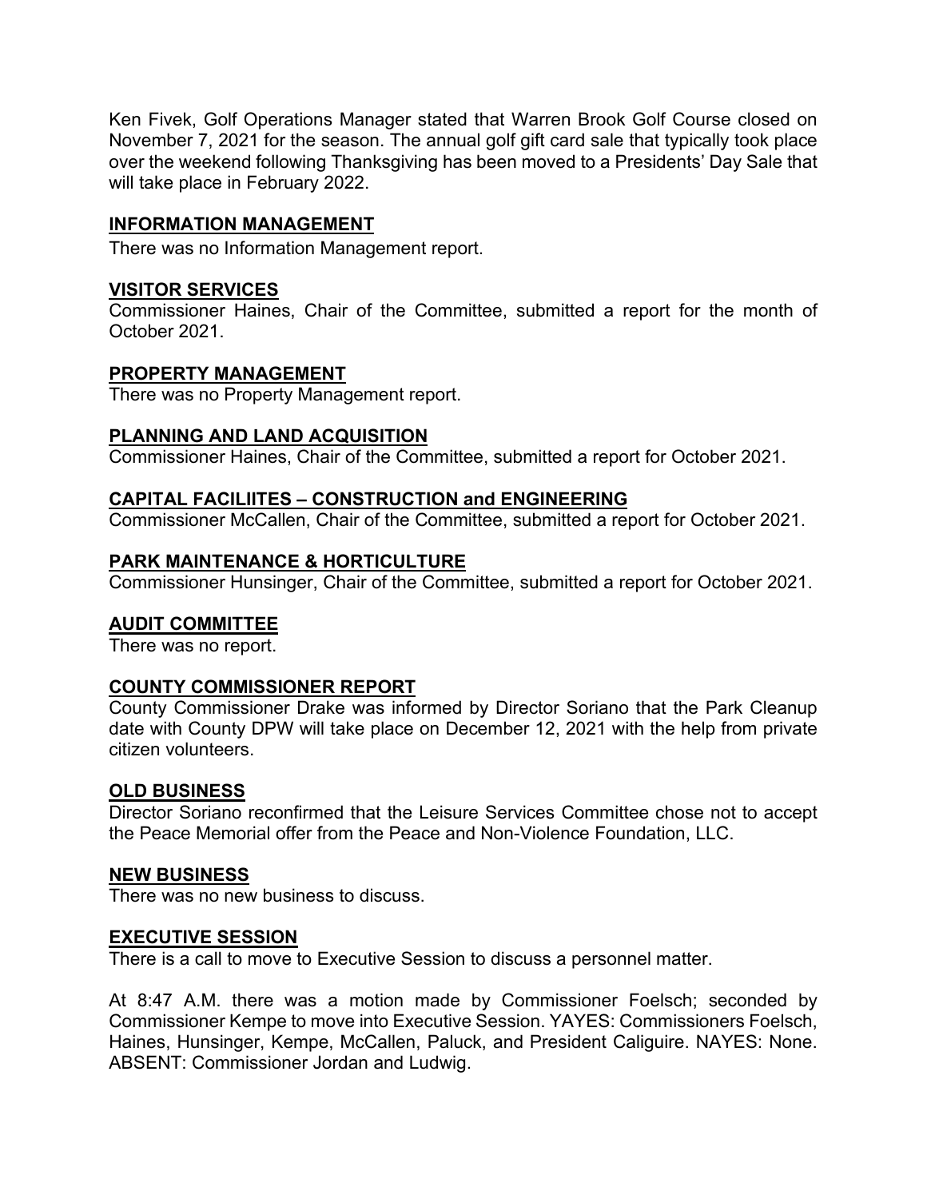Ken Fivek, Golf Operations Manager stated that Warren Brook Golf Course closed on November 7, 2021 for the season. The annual golf gift card sale that typically took place over the weekend following Thanksgiving has been moved to a Presidents' Day Sale that will take place in February 2022.

## INFORMATION MANAGEMENT

There was no Information Management report.

## VISITOR SERVICES

Commissioner Haines, Chair of the Committee, submitted a report for the month of October 2021.

## PROPERTY MANAGEMENT

There was no Property Management report.

## PLANNING AND LAND ACQUISITION

Commissioner Haines, Chair of the Committee, submitted a report for October 2021.

## CAPITAL FACILIITES – CONSTRUCTION and ENGINEERING

Commissioner McCallen, Chair of the Committee, submitted a report for October 2021.

## PARK MAINTENANCE & HORTICULTURE

Commissioner Hunsinger, Chair of the Committee, submitted a report for October 2021.

## AUDIT COMMITTEE

There was no report.

## COUNTY COMMISSIONER REPORT

County Commissioner Drake was informed by Director Soriano that the Park Cleanup date with County DPW will take place on December 12, 2021 with the help from private citizen volunteers.

## OLD BUSINESS

Director Soriano reconfirmed that the Leisure Services Committee chose not to accept the Peace Memorial offer from the Peace and Non-Violence Foundation, LLC.

## NEW BUSINESS

There was no new business to discuss.

## EXECUTIVE SESSION

There is a call to move to Executive Session to discuss a personnel matter.

At 8:47 A.M. there was a motion made by Commissioner Foelsch; seconded by Commissioner Kempe to move into Executive Session. YAYES: Commissioners Foelsch, Haines, Hunsinger, Kempe, McCallen, Paluck, and President Caliguire. NAYES: None. ABSENT: Commissioner Jordan and Ludwig.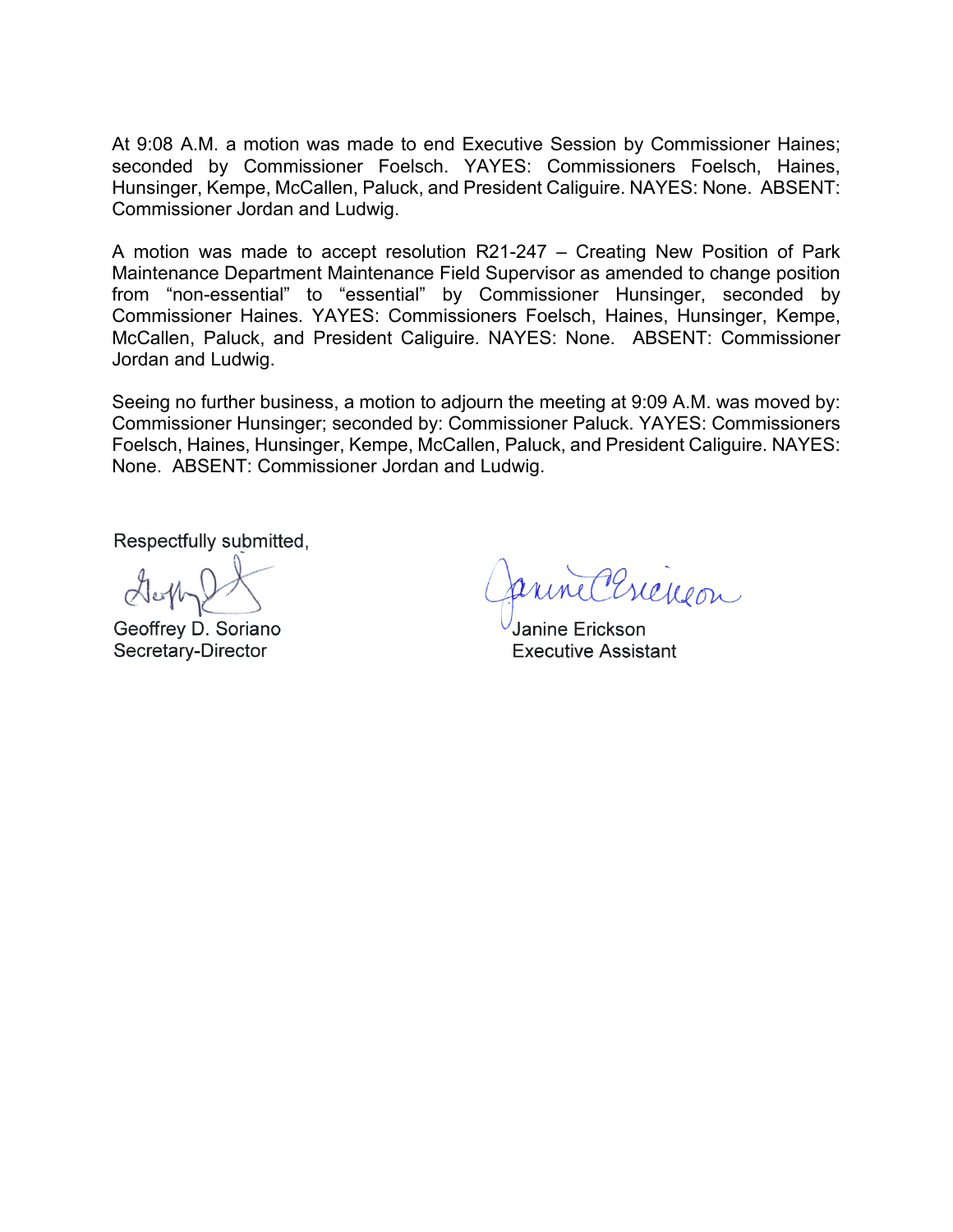At 9:08 A.M. a motion was made to end Executive Session by Commissioner Haines; seconded by Commissioner Foelsch. YAYES: Commissioners Foelsch, Haines, Hunsinger, Kempe, McCallen, Paluck, and President Caliguire. NAYES: None. ABSENT: Commissioner Jordan and Ludwig.

A motion was made to accept resolution R21-247 – Creating New Position of Park Maintenance Department Maintenance Field Supervisor as amended to change position from "non-essential" to "essential" by Commissioner Hunsinger, seconded by Commissioner Haines. YAYES: Commissioners Foelsch, Haines, Hunsinger, Kempe, McCallen, Paluck, and President Caliguire. NAYES: None. ABSENT: Commissioner Jordan and Ludwig.

Seeing no further business, a motion to adjourn the meeting at 9:09 A.M. was moved by: Commissioner Hunsinger; seconded by: Commissioner Paluck. YAYES: Commissioners Foelsch, Haines, Hunsinger, Kempe, McCallen, Paluck, and President Caliguire. NAYES: None. ABSENT: Commissioner Jordan and Ludwig.

Respectfully submitted,

Geoffrey D. Soriano
Secretary-Director

Janine Erickson
Executive Assistant